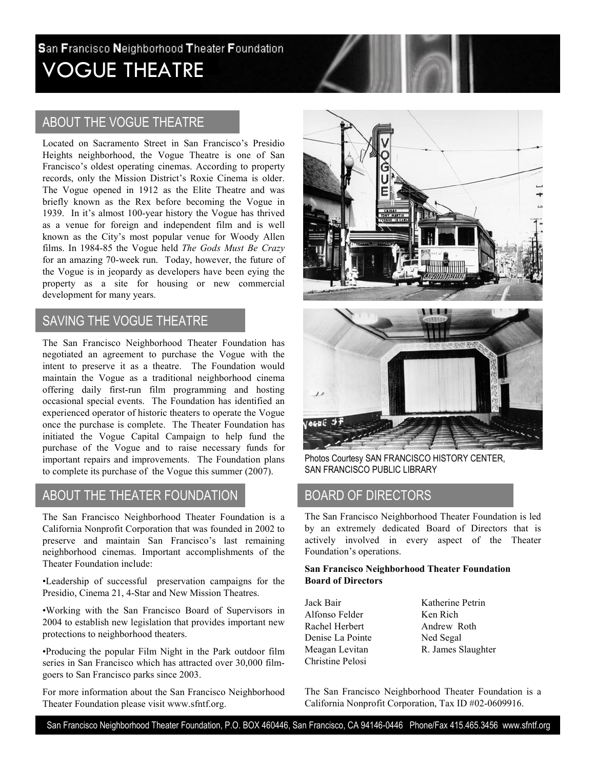San Francisco Neighborhood Theater Foundation

# VOGUE THEATRE

## ABOUT THE VOGUE THEATRE

Located on Sacramento Street in San Francisco's Presidio Heights neighborhood, the Vogue Theatre is one of San Francisco's oldest operating cinemas. According to property records, only the Mission District's Roxie Cinema is older. The Vogue opened in 1912 as the Elite Theatre and was briefly known as the Rex before becoming the Vogue in 1939. In it's almost 100-year history the Vogue has thrived as a venue for foreign and independent film and is well known as the City's most popular venue for Woody Allen films. In 1984-85 the Vogue held *The Gods Must Be Crazy* for an amazing 70-week run. Today, however, the future of the Vogue is in jeopardy as developers have been eying the property as a site for housing or new commercial development for many years.

## SAVING THE VOGUE THEATRE

The San Francisco Neighborhood Theater Foundation has negotiated an agreement to purchase the Vogue with the intent to preserve it as a theatre. The Foundation would maintain the Vogue as a traditional neighborhood cinema offering daily first-run film programming and hosting occasional special events. The Foundation has identified an experienced operator of historic theaters to operate the Vogue once the purchase is complete. The Theater Foundation has initiated the Vogue Capital Campaign to help fund the purchase of the Vogue and to raise necessary funds for important repairs and improvements. The Foundation plans to complete its purchase of the Vogue this summer (2007).

Photos Courtesy SAN FRANCISCO HISTORY CENTER, SAN FRANCISCO PUBLIC LIBRARY

## ABOUT THE THEATER FOUNDATION

The San Francisco Neighborhood Theater Foundation is a California Nonprofit Corporation that was founded in 2002 to preserve and maintain San Francisco's last remaining neighborhood cinemas. Important accomplishments of the Theater Foundation include:

- Leadership of successful preservation campaigns for the Presidio, Cinema 21, 4-Star and New Mission Theatres.
- Working with the San Francisco Board of Supervisors in 2004 to establish new legislation that provides important new protections to neighborhood theaters.
- Producing the popular Film Night in the Park outdoor film series in San Francisco which has attracted over 30,000 film-goers to San Francisco parks since 2003.

For more information about the San Francisco Neighborhood Theater Foundation please visit www.sfntf.org.

## BOARD OF DIRECTORS

The San Francisco Neighborhood Theater Foundation is led by an extremely dedicated Board of Directors that is actively involved in every aspect of the Theater Foundation's operations.

**San Francisco Neighborhood Theater Foundation Board of Directors**

Jack Bair
Alfonso Felder
Rachel Herbert
Denise La Pointe
Meagan Levitan
Christine Pelosi
Katherine Petrin
Ken Rich
Andrew Roth
Ned Segal
R. James Slaughter

The San Francisco Neighborhood Theater Foundation is a California Nonprofit Corporation, Tax ID #02-0609916.

San Francisco Neighborhood Theater Foundation, P.O. BOX 460446, San Francisco, CA 94146-0446 Phone/Fax 415.465.3456 www.sfntf.org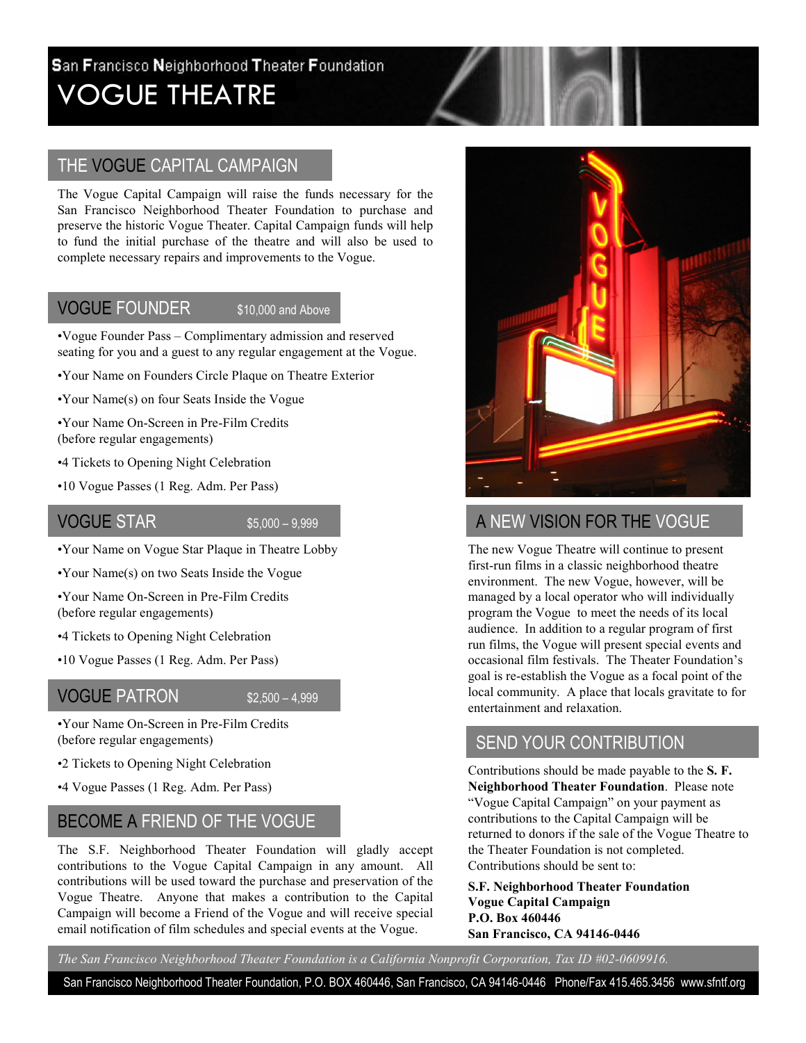San Francisco Neighborhood Theater Foundation

# VOGUE THEATRE

## THE VOGUE CAPITAL CAMPAIGN

The Vogue Capital Campaign will raise the funds necessary for the San Francisco Neighborhood Theater Foundation to purchase and preserve the historic Vogue Theater. Capital Campaign funds will help to fund the initial purchase of the theatre and will also be used to complete necessary repairs and improvements to the Vogue.

## VOGUE FOUNDER $10,000 and Above

- •Vogue Founder Pass – Complimentary admission and reserved seating for you and a guest to any regular engagement at the Vogue.
- •Your Name on Founders Circle Plaque on Theatre Exterior
- •Your Name(s) on four Seats Inside the Vogue
- •Your Name On-Screen in Pre-Film Credits (before regular engagements)
- •4 Tickets to Opening Night Celebration
- •10 Vogue Passes (1 Reg. Adm. Per Pass)

## VOGUE STAR $5,000 – 9,999

- •Your Name on Vogue Star Plaque in Theatre Lobby
- •Your Name(s) on two Seats Inside the Vogue
- •Your Name On-Screen in Pre-Film Credits (before regular engagements)
- •4 Tickets to Opening Night Celebration
- •10 Vogue Passes (1 Reg. Adm. Per Pass)

## VOGUE PATRON $2,500 – 4,999

- •Your Name On-Screen in Pre-Film Credits (before regular engagements)
- •2 Tickets to Opening Night Celebration
- •4 Vogue Passes (1 Reg. Adm. Per Pass)

## BECOME A FRIEND OF THE VOGUE

The S.F. Neighborhood Theater Foundation will gladly accept contributions to the Vogue Capital Campaign in any amount. All contributions will be used toward the purchase and preservation of the Vogue Theatre. Anyone that makes a contribution to the Capital Campaign will become a Friend of the Vogue and will receive special email notification of film schedules and special events at the Vogue.

## A NEW VISION FOR THE VOGUE

The new Vogue Theatre will continue to present first-run films in a classic neighborhood theatre environment. The new Vogue, however, will be managed by a local operator who will individually program the Vogue to meet the needs of its local audience. In addition to a regular program of first run films, the Vogue will present special events and occasional film festivals. The Theater Foundation's goal is re-establish the Vogue as a focal point of the local community. A place that locals gravitate to for entertainment and relaxation.

## SEND YOUR CONTRIBUTION

Contributions should be made payable to the **S. F. Neighborhood Theater Foundation**. Please note "Vogue Capital Campaign" on your payment as contributions to the Capital Campaign will be returned to donors if the sale of the Vogue Theatre to the Theater Foundation is not completed. Contributions should be sent to:

**S.F. Neighborhood Theater Foundation**
**Vogue Capital Campaign**
**P.O. Box 460446**
**San Francisco, CA 94146-0446**

*The San Francisco Neighborhood Theater Foundation is a California Nonprofit Corporation, Tax ID #02-0609916.*

San Francisco Neighborhood Theater Foundation, P.O. BOX 460446, San Francisco, CA 94146-0446 Phone/Fax 415.465.3456 www.sfntf.org